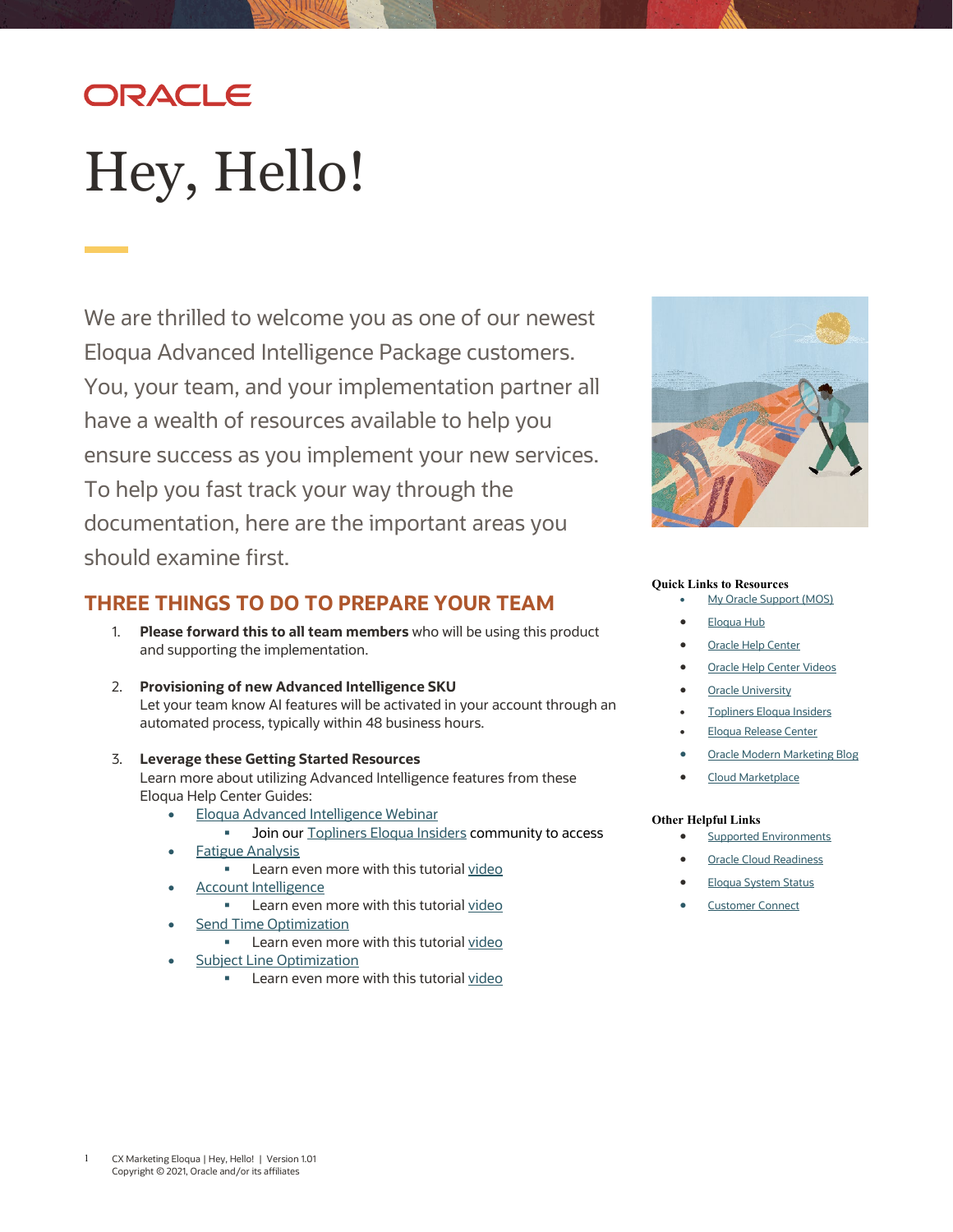# Hey, Hello!

We are thrilled to welcome you as one of our newest Eloqua Advanced Intelligence Package customers. You, your team, and your implementation partner all have a wealth of resources available to help you ensure success as you implement your new services. To help you fast track your way through the documentation, here are the important areas you should examine first.

## THREE THINGS TO DO TO PREPARE YOUR TEAM

1. **Please forward this to all team members** who will be using this product and supporting the implementation.

2. **Provisioning of new Advanced Intelligence SKU**
   Let your team know AI features will be activated in your account through an automated process, typically within 48 business hours.

3. **Leverage these Getting Started Resources**
   Learn more about utilizing Advanced Intelligence features from these Eloqua Help Center Guides:
   - Eloqua Advanced Intelligence Webinar
     - Join our Topliners Eloqua Insiders community to access
   - Fatigue Analysis
     - Learn even more with this tutorial video
   - Account Intelligence
     - Learn even more with this tutorial video
   - Send Time Optimization
     - Learn even more with this tutorial video
   - Subject Line Optimization
     - Learn even more with this tutorial video

**Quick Links to Resources**

- My Oracle Support (MOS)
- Eloqua Hub
- Oracle Help Center
- Oracle Help Center Videos
- Oracle University
- Topliners Eloqua Insiders
- Eloqua Release Center
- Oracle Modern Marketing Blog
- Cloud Marketplace

**Other Helpful Links**

- Supported Environments
- Oracle Cloud Readiness
- Eloqua System Status
- Customer Connect

CX Marketing Eloqua | Hey, Hello! | Version 1.01
Copyright © 2021, Oracle and/or its affiliates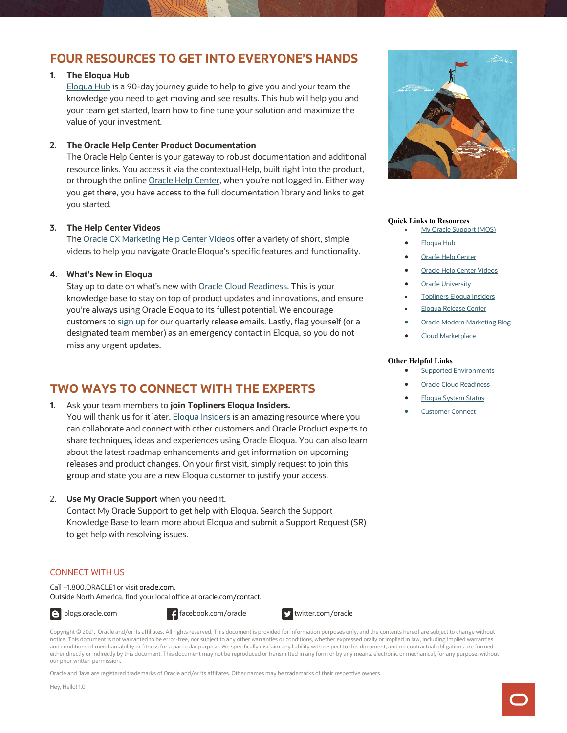## FOUR RESOURCES TO GET INTO EVERYONE'S HANDS

1. **The Eloqua Hub**
   Eloqua Hub is a 90-day journey guide to help to give you and your team the knowledge you need to get moving and see results. This hub will help you and your team get started, learn how to fine tune your solution and maximize the value of your investment.

2. **The Oracle Help Center Product Documentation**
   The Oracle Help Center is your gateway to robust documentation and additional resource links. You access it via the contextual Help, built right into the product, or through the online Oracle Help Center, when you're not logged in. Either way you get there, you have access to the full documentation library and links to get you started.

3. **The Help Center Videos**
   The Oracle CX Marketing Help Center Videos offer a variety of short, simple videos to help you navigate Oracle Eloqua's specific features and functionality.

4. **What's New in Eloqua**
   Stay up to date on what's new with Oracle Cloud Readiness. This is your knowledge base to stay on top of product updates and innovations, and ensure you're always using Oracle Eloqua to its fullest potential. We encourage customers to sign up for our quarterly release emails. Lastly, flag yourself (or a designated team member) as an emergency contact in Eloqua, so you do not miss any urgent updates.

## TWO WAYS TO CONNECT WITH THE EXPERTS

1. Ask your team members to **join Topliners Eloqua Insiders.**
   You will thank us for it later. Eloqua Insiders is an amazing resource where you can collaborate and connect with other customers and Oracle Product experts to share techniques, ideas and experiences using Oracle Eloqua. You can also learn about the latest roadmap enhancements and get information on upcoming releases and product changes. On your first visit, simply request to join this group and state you are a new Eloqua customer to justify your access.

2. **Use My Oracle Support** when you need it.
   Contact My Oracle Support to get help with Eloqua. Search the Support Knowledge Base to learn more about Eloqua and submit a Support Request (SR) to get help with resolving issues.

**Quick Links to Resources**

- My Oracle Support (MOS)
- Eloqua Hub
- Oracle Help Center
- Oracle Help Center Videos
- Oracle University
- Topliners Eloqua Insiders
- Eloqua Release Center
- Oracle Modern Marketing Blog
- Cloud Marketplace

**Other Helpful Links**

- Supported Environments
- Oracle Cloud Readiness
- Eloqua System Status
- Customer Connect

### CONNECT WITH US

Call +1.800.ORACLE1 or visit oracle.com.
Outside North America, find your local office at oracle.com/contact.

blogs.oracle.com | facebook.com/oracle | twitter.com/oracle

Copyright © 2021, Oracle and/or its affiliates. All rights reserved. This document is provided for information purposes only, and the contents hereof are subject to change without notice. This document is not warranted to be error-free, nor subject to any other warranties or conditions, whether expressed orally or implied in law, including implied warranties and conditions of merchantability or fitness for a particular purpose. We specifically disclaim any liability with respect to this document, and no contractual obligations are formed either directly or indirectly by this document. This document may not be reproduced or transmitted in any form or by any means, electronic or mechanical, for any purpose, without our prior written permission.

Oracle and Java are registered trademarks of Oracle and/or its affiliates. Other names may be trademarks of their respective owners.

Hey, Hello! 1.0